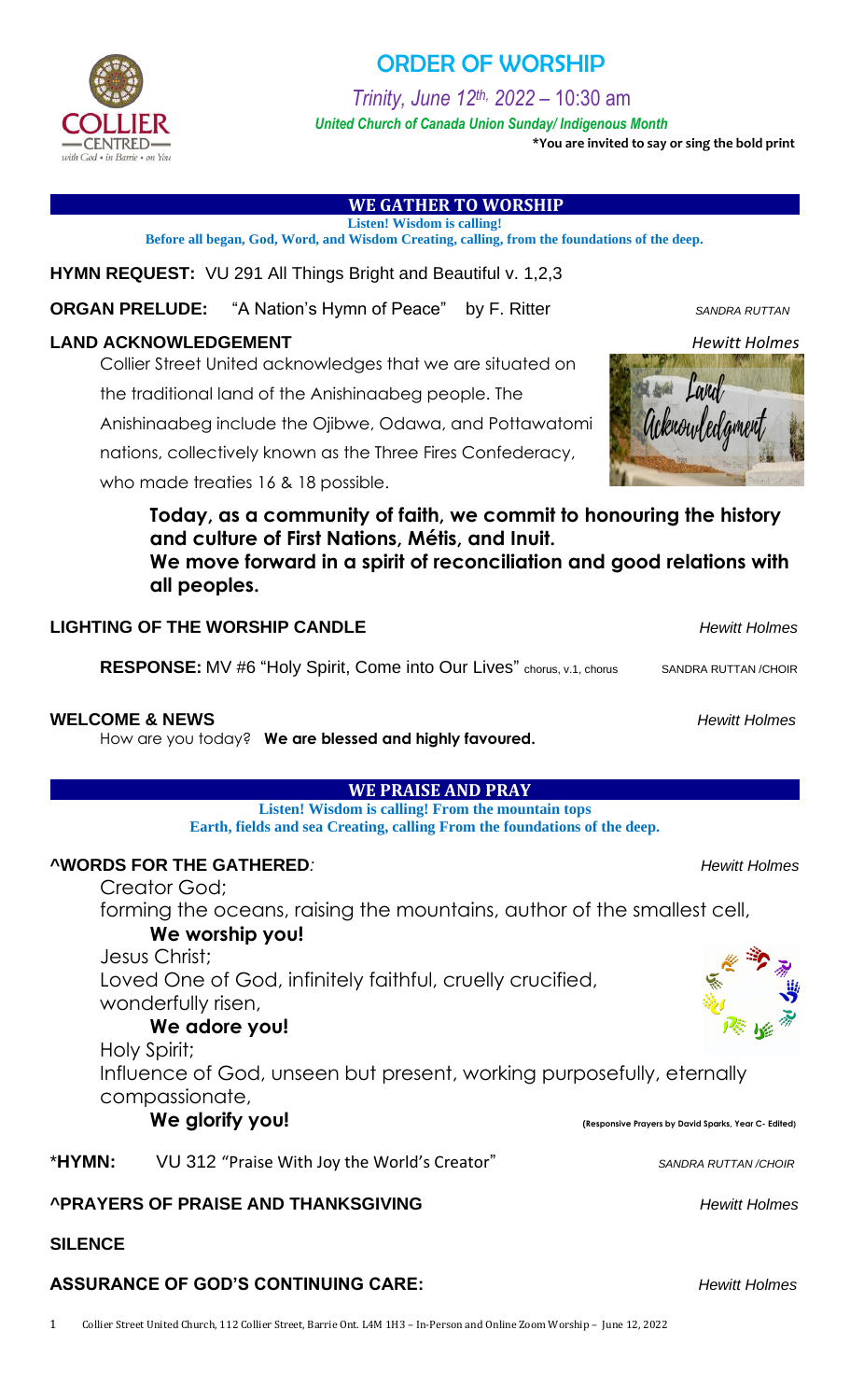# ORDER OF WORSHIP

*Trinity, June 12th, 2022* – 10:30 am

***United Church of Canada Union Sunday/ Indigenous Month***

**\*You are invited to say or sing the bold print**

## WE GATHER TO WORSHIP

**Listen! Wisdom is calling!**
**Before all began, God, Word, and Wisdom Creating, calling, from the foundations of the deep.**

**HYMN REQUEST:** VU 291 All Things Bright and Beautiful v. 1,2,3

**ORGAN PRELUDE:** "A Nation's Hymn of Peace" by F. Ritter *SANDRA RUTTAN*

**LAND ACKNOWLEDGEMENT** *Hewitt Holmes*

Collier Street United acknowledges that we are situated on the traditional land of the Anishinaabeg people. The Anishinaabeg include the Ojibwe, Odawa, and Pottawatomi nations, collectively known as the Three Fires Confederacy, who made treaties 16 & 18 possible.

**Today, as a community of faith, we commit to honouring the history and culture of First Nations, Métis, and Inuit.**
**We move forward in a spirit of reconciliation and good relations with all peoples.**

**LIGHTING OF THE WORSHIP CANDLE** *Hewitt Holmes*

**RESPONSE:** MV #6 "Holy Spirit, Come into Our Lives" chorus, v.1, chorus SANDRA RUTTAN /CHOIR

**WELCOME & NEWS** *Hewitt Holmes*

How are you today? **We are blessed and highly favoured.**

## WE PRAISE AND PRAY

**Listen! Wisdom is calling! From the mountain tops**
**Earth, fields and sea Creating, calling From the foundations of the deep.**

**^WORDS FOR THE GATHERED***:* *Hewitt Holmes*

Creator God;
forming the oceans, raising the mountains, author of the smallest cell,
**We worship you!**
Jesus Christ;
Loved One of God, infinitely faithful, cruelly crucified, wonderfully risen,
**We adore you!**
Holy Spirit;
Influence of God, unseen but present, working purposefully, eternally compassionate,
**We glorify you!** **(Responsive Prayers by David Sparks, Year C- Edited)**

**\*HYMN:** VU 312 "Praise With Joy the World's Creator" *SANDRA RUTTAN /CHOIR*

**^PRAYERS OF PRAISE AND THANKSGIVING** *Hewitt Holmes*

**SILENCE**

**ASSURANCE OF GOD'S CONTINUING CARE:** *Hewitt Holmes*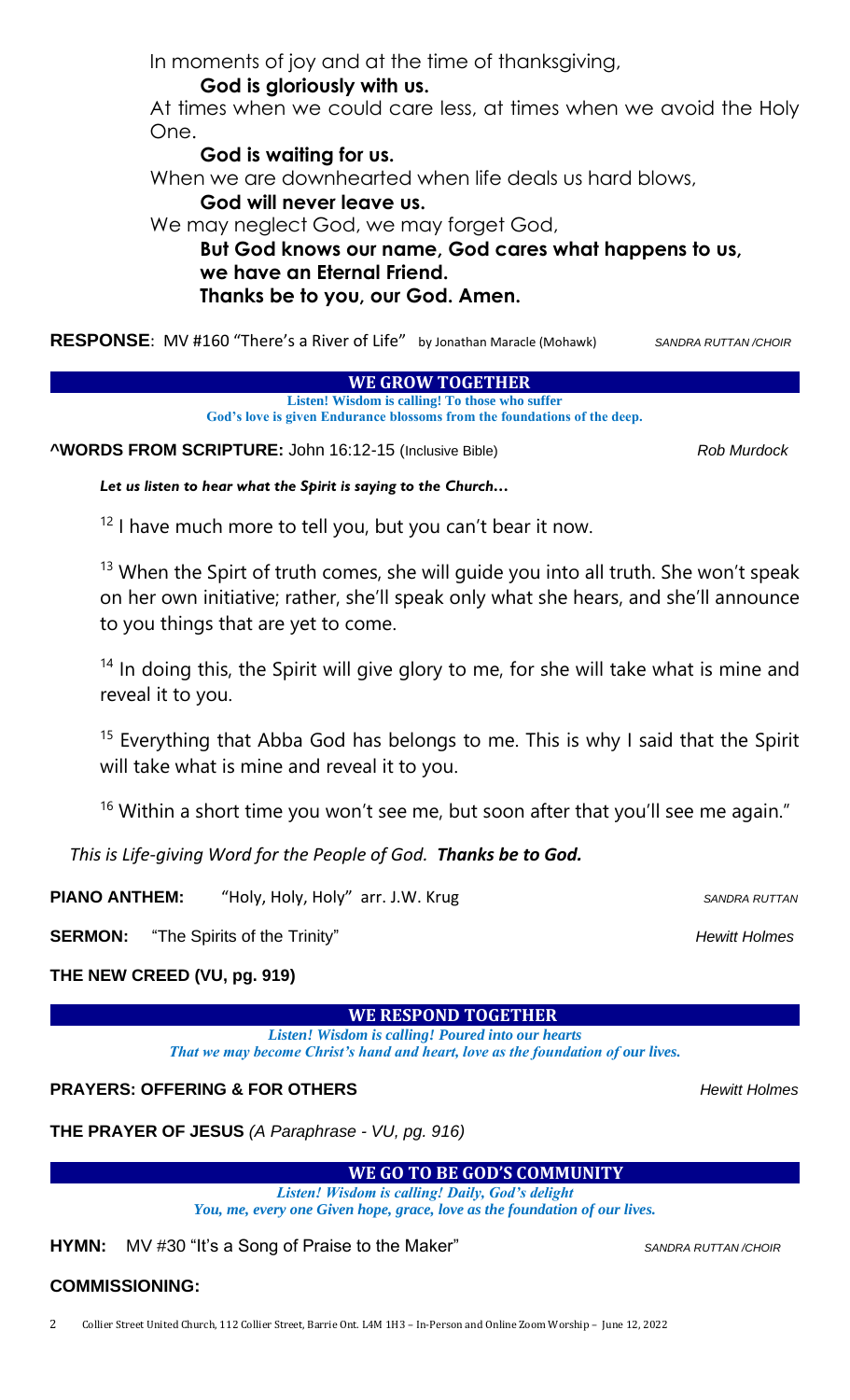In moments of joy and at the time of thanksgiving,

**God is gloriously with us.**

At times when we could care less, at times when we avoid the Holy One.

**God is waiting for us.**

When we are downhearted when life deals us hard blows,

**God will never leave us.**

We may neglect God, we may forget God,

**But God knows our name, God cares what happens to us, we have an Eternal Friend. Thanks be to you, our God. Amen.**

**RESPONSE**: MV #160 "There's a River of Life" by Jonathan Maracle (Mohawk) *SANDRA RUTTAN /CHOIR*

## WE GROW TOGETHER

**Listen! Wisdom is calling! To those who suffer God's love is given Endurance blossoms from the foundations of the deep.**

**^WORDS FROM SCRIPTURE:** John 16:12-15 (Inclusive Bible) *Rob Murdock*

***Let us listen to hear what the Spirit is saying to the Church…***

[12] I have much more to tell you, but you can't bear it now.

[13] When the Spirt of truth comes, she will guide you into all truth. She won't speak on her own initiative; rather, she'll speak only what she hears, and she'll announce to you things that are yet to come.

[14] In doing this, the Spirit will give glory to me, for she will take what is mine and reveal it to you.

[15] Everything that Abba God has belongs to me. This is why I said that the Spirit will take what is mine and reveal it to you.

[16] Within a short time you won't see me, but soon after that you'll see me again."

*This is Life-giving Word for the People of God.* ***Thanks be to God.***

**PIANO ANTHEM:** "Holy, Holy, Holy" arr. J.W. Krug *SANDRA RUTTAN*

**SERMON:** "The Spirits of the Trinity" *Hewitt Holmes*

**THE NEW CREED (VU, pg. 919)**

## WE RESPOND TOGETHER

***Listen! Wisdom is calling! Poured into our hearts That we may become Christ's hand and heart, love as the foundation of our lives.***

**PRAYERS: OFFERING & FOR OTHERS** *Hewitt Holmes*

**THE PRAYER OF JESUS** *(A Paraphrase - VU, pg. 916)*

## WE GO TO BE GOD'S COMMUNITY

***Listen! Wisdom is calling! Daily, God's delight You, me, every one Given hope, grace, love as the foundation of our lives.***

**HYMN:** MV #30 "It's a Song of Praise to the Maker" *SANDRA RUTTAN /CHOIR*

**COMMISSIONING:**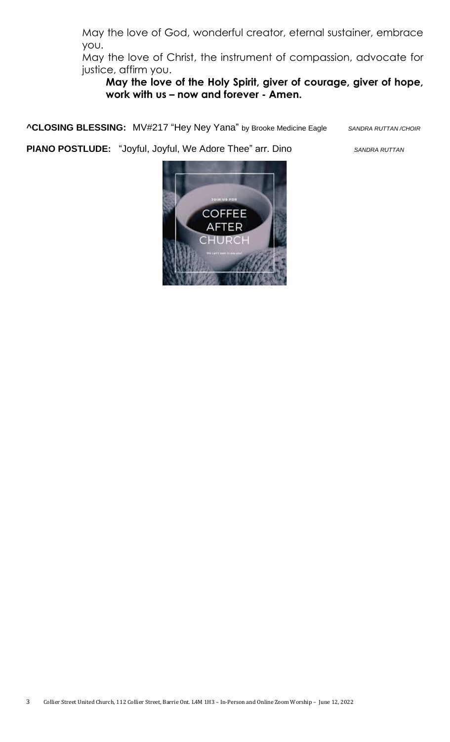May the love of God, wonderful creator, eternal sustainer, embrace you.

May the love of Christ, the instrument of compassion, advocate for justice, affirm you.

**May the love of the Holy Spirit, giver of courage, giver of hope, work with us – now and forever - Amen.**

**^CLOSING BLESSING:** MV#217 "Hey Ney Yana" by Brooke Medicine Eagle *SANDRA RUTTAN /CHOIR*

**PIANO POSTLUDE:** "Joyful, Joyful, We Adore Thee" arr. Dino *SANDRA RUTTAN*

JOIN US FOR
COFFEE
AFTER
CHURCH
We can't wait to see you!